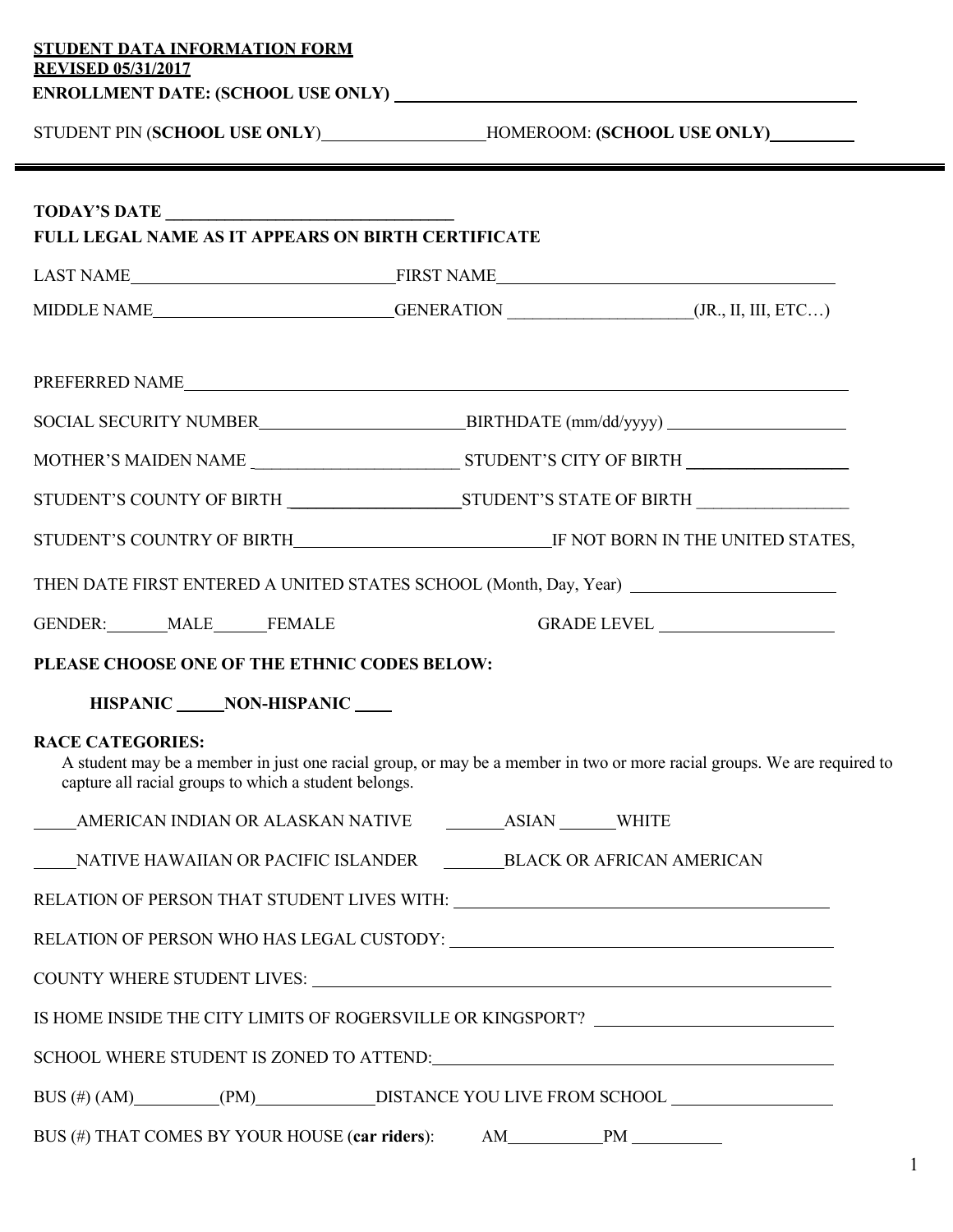**STUDENT DATA INFORMATION FORM**
**REVISED 05/31/2017**

**ENROLLMENT DATE: (SCHOOL USE ONLY)** ______________________________

STUDENT PIN (**SCHOOL USE ONLY**)__________________ HOMEROOM: **(SCHOOL USE ONLY)**__________

---

**TODAY'S DATE** ______________________________

**FULL LEGAL NAME AS IT APPEARS ON BIRTH CERTIFICATE**

LAST NAME______________________________ FIRST NAME______________________________

MIDDLE NAME__________________________ GENERATION ____________________(JR., II, III, ETC…)

PREFERRED NAME____________________________________________________________

SOCIAL SECURITY NUMBER______________________ BIRTHDATE (mm/dd/yyyy) ____________________

MOTHER'S MAIDEN NAME ______________________ STUDENT'S CITY OF BIRTH __________________

STUDENT'S COUNTY OF BIRTH ____________________ STUDENT'S STATE OF BIRTH _________________

STUDENT'S COUNTRY OF BIRTH______________________________ IF NOT BORN IN THE UNITED STATES,

THEN DATE FIRST ENTERED A UNITED STATES SCHOOL (Month, Day, Year) ______________________

GENDER: ______MALE ______FEMALE GRADE LEVEL ____________________

**PLEASE CHOOSE ONE OF THE ETHNIC CODES BELOW:**

**HISPANIC _____ NON-HISPANIC ____**

**RACE CATEGORIES:**

A student may be a member in just one racial group, or may be a member in two or more racial groups. We are required to capture all racial groups to which a student belongs.

_____AMERICAN INDIAN OR ALASKAN NATIVE _______ASIAN ______WHITE

_____NATIVE HAWAIIAN OR PACIFIC ISLANDER _______BLACK OR AFRICAN AMERICAN

RELATION OF PERSON THAT STUDENT LIVES WITH: ______________________________

RELATION OF PERSON WHO HAS LEGAL CUSTODY: ______________________________

COUNTY WHERE STUDENT LIVES: ______________________________

IS HOME INSIDE THE CITY LIMITS OF ROGERSVILLE OR KINGSPORT? ______________________

SCHOOL WHERE STUDENT IS ZONED TO ATTEND:______________________________

BUS (#) (AM)__________(PM)_____________ DISTANCE YOU LIVE FROM SCHOOL __________________

BUS (#) THAT COMES BY YOUR HOUSE (**car riders**): AM__________ PM __________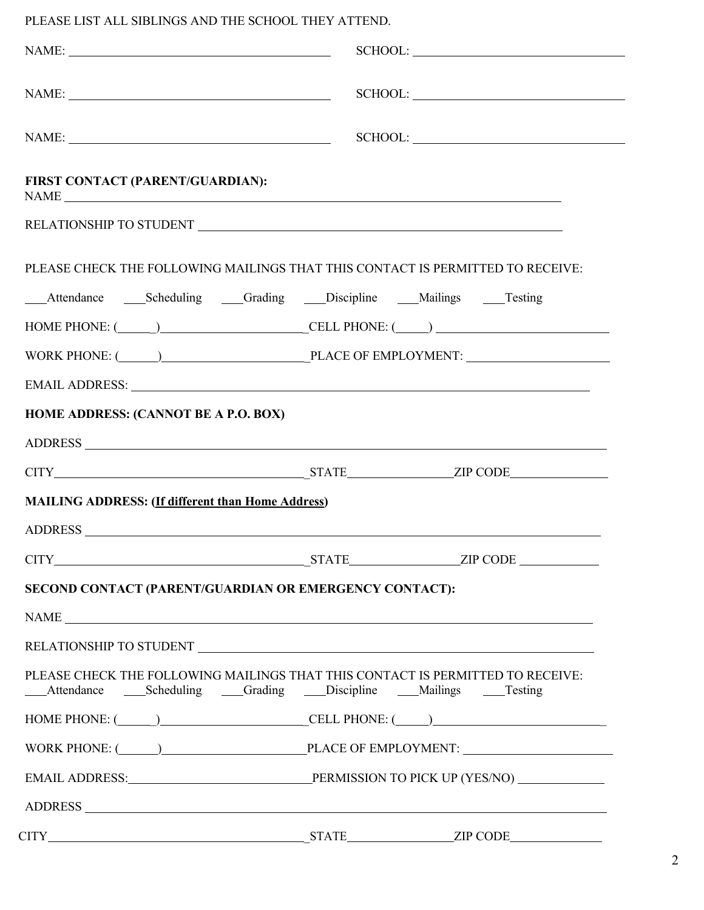PLEASE LIST ALL SIBLINGS AND THE SCHOOL THEY ATTEND.

NAME: ______________________________ SCHOOL: ______________________________

NAME: ______________________________ SCHOOL: ______________________________

NAME: ______________________________ SCHOOL: ______________________________

**FIRST CONTACT (PARENT/GUARDIAN):**

NAME ______________________________________________________________

RELATIONSHIP TO STUDENT ____________________________________________

PLEASE CHECK THE FOLLOWING MAILINGS THAT THIS CONTACT IS PERMITTED TO RECEIVE:

___Attendance ___Scheduling ___Grading ___Discipline ___Mailings ___Testing

HOME PHONE: (______)______________________ CELL PHONE: (_____) __________________________

WORK PHONE: (______)______________________ PLACE OF EMPLOYMENT: ______________________

EMAIL ADDRESS: ______________________________________________________________

**HOME ADDRESS: (CANNOT BE A P.O. BOX)**

ADDRESS ______________________________________________________________

CITY______________________________ STATE________________ ZIP CODE________________

**MAILING ADDRESS: (<u>If different than Home Address</u>)**

ADDRESS ______________________________________________________________

CITY______________________________ STATE________________ ZIP CODE ________________

**SECOND CONTACT (PARENT/GUARDIAN OR EMERGENCY CONTACT):**

NAME ______________________________________________________________

RELATIONSHIP TO STUDENT ____________________________________________

PLEASE CHECK THE FOLLOWING MAILINGS THAT THIS CONTACT IS PERMITTED TO RECEIVE:
___Attendance ___Scheduling ___Grading ___Discipline ___Mailings ___Testing

HOME PHONE: (______)______________________ CELL PHONE: (_____)__________________________

WORK PHONE: (______)______________________ PLACE OF EMPLOYMENT: ______________________

EMAIL ADDRESS:______________________________ PERMISSION TO PICK UP (YES/NO) ______________

ADDRESS ______________________________________________________________

CITY______________________________ STATE________________ ZIP CODE________________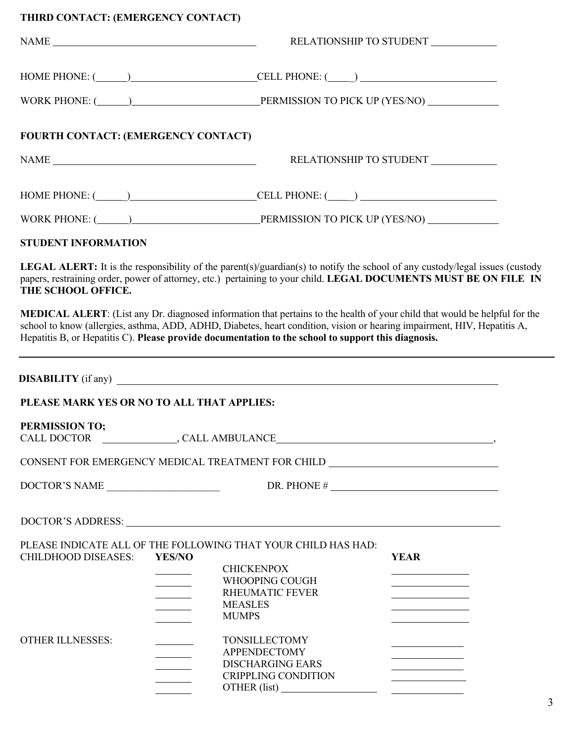**THIRD CONTACT: (EMERGENCY CONTACT)**

NAME ________________________________________ RELATIONSHIP TO STUDENT ____________

HOME PHONE: (______)________________________ CELL PHONE: (____) __________________________

WORK PHONE: (______)________________________ PERMISSION TO PICK UP (YES/NO) _____________

**FOURTH CONTACT: (EMERGENCY CONTACT)**

NAME ________________________________________ RELATIONSHIP TO STUDENT ____________

HOME PHONE: (______)________________________ CELL PHONE: (____) __________________________

WORK PHONE: (______)________________________ PERMISSION TO PICK UP (YES/NO) _____________

**STUDENT INFORMATION**

**LEGAL ALERT:** It is the responsibility of the parent(s)/guardian(s) to notify the school of any custody/legal issues (custody papers, restraining order, power of attorney, etc.) pertaining to your child. **LEGAL DOCUMENTS MUST BE ON FILE IN THE SCHOOL OFFICE.**

**MEDICAL ALERT**: (List any Dr. diagnosed information that pertains to the health of your child that would be helpful for the school to know (allergies, asthma, ADD, ADHD, Diabetes, heart condition, vision or hearing impairment, HIV, Hepatitis A, Hepatitis B, or Hepatitis C). **Please provide documentation to the school to support this diagnosis.**

---

**DISABILITY** (if any) ____________________________________________________________

**PLEASE MARK YES OR NO TO ALL THAT APPLIES:**

**PERMISSION TO;**
CALL DOCTOR ______________, CALL AMBULANCE__________________________________________,

CONSENT FOR EMERGENCY MEDICAL TREATMENT FOR CHILD ________________________________

DOCTOR'S NAME ______________________ DR. PHONE # ________________________________

DOCTOR'S ADDRESS: ______________________________________________________________

PLEASE INDICATE ALL OF THE FOLLOWING THAT YOUR CHILD HAS HAD:

| | YES/NO | | YEAR |
|---|---|---|---|
| CHILDHOOD DISEASES: | _______ | CHICKENPOX | ______________ |
| | _______ | WHOOPING COUGH | ______________ |
| | _______ | RHEUMATIC FEVER | ______________ |
| | _______ | MEASLES | ______________ |
| | _______ | MUMPS | ______________ |
| OTHER ILLNESSES: | _______ | TONSILLECTOMY | ______________ |
| | _______ | APPENDECTOMY | ______________ |
| | _______ | DISCHARGING EARS | ______________ |
| | _______ | CRIPPLING CONDITION | ______________ |
| | _______ | OTHER (list) __________________ | ______________ |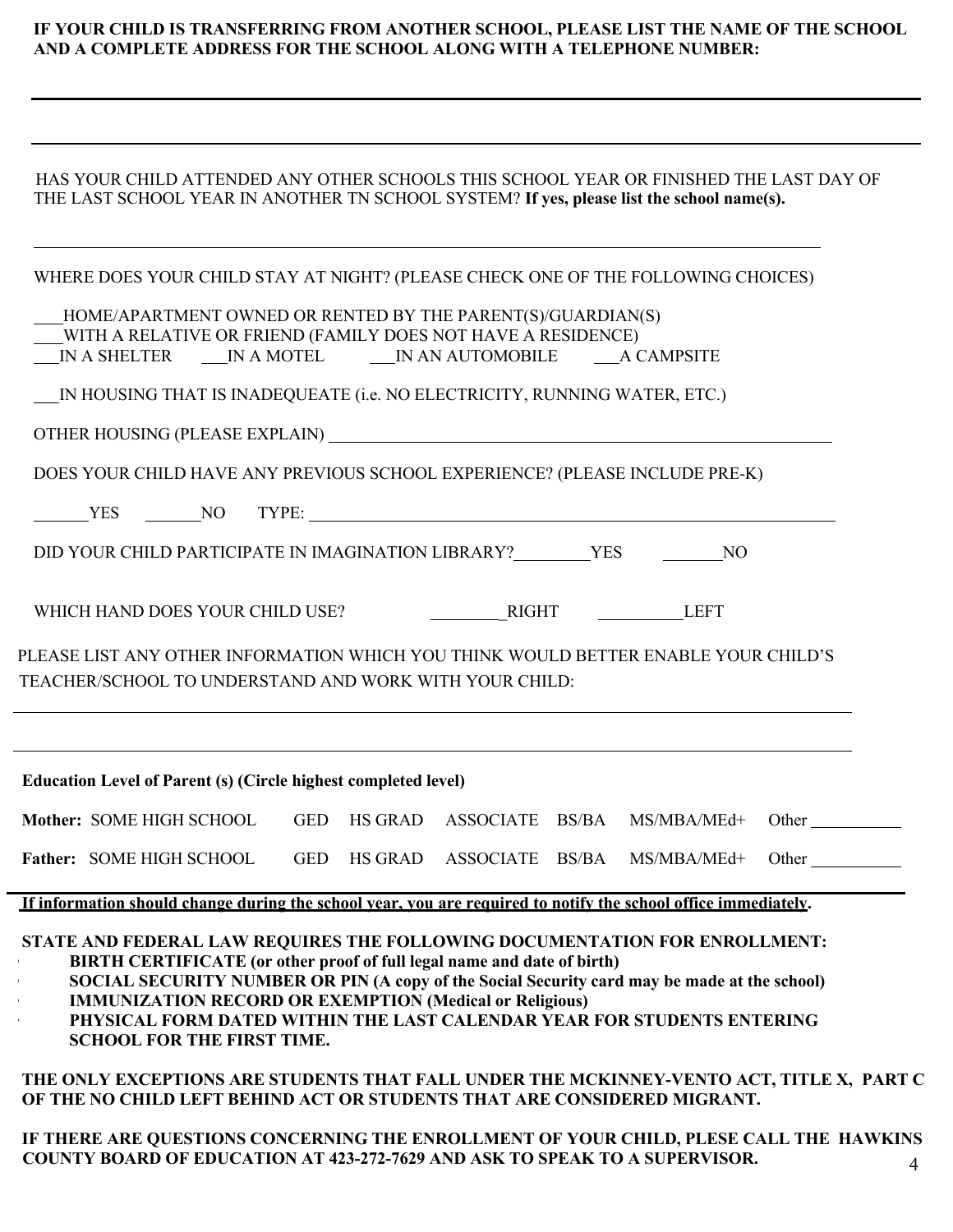**IF YOUR CHILD IS TRANSFERRING FROM ANOTHER SCHOOL, PLEASE LIST THE NAME OF THE SCHOOL AND A COMPLETE ADDRESS FOR THE SCHOOL ALONG WITH A TELEPHONE NUMBER:**

___________________________________________________________________________

___________________________________________________________________________

HAS YOUR CHILD ATTENDED ANY OTHER SCHOOLS THIS SCHOOL YEAR OR FINISHED THE LAST DAY OF THE LAST SCHOOL YEAR IN ANOTHER TN SCHOOL SYSTEM? **If yes, please list the school name(s).**

___________________________________________________________________________

WHERE DOES YOUR CHILD STAY AT NIGHT? (PLEASE CHECK ONE OF THE FOLLOWING CHOICES)

___HOME/APARTMENT OWNED OR RENTED BY THE PARENT(S)/GUARDIAN(S)
___WITH A RELATIVE OR FRIEND (FAMILY DOES NOT HAVE A RESIDENCE)
___IN A SHELTER ___IN A MOTEL ___IN AN AUTOMOBILE ___A CAMPSITE

___IN HOUSING THAT IS INADEQUEATE (i.e. NO ELECTRICITY, RUNNING WATER, ETC.)

OTHER HOUSING (PLEASE EXPLAIN) ___________________________________________

DOES YOUR CHILD HAVE ANY PREVIOUS SCHOOL EXPERIENCE? (PLEASE INCLUDE PRE-K)

______YES ______NO TYPE: ___________________________________________

DID YOUR CHILD PARTICIPATE IN IMAGINATION LIBRARY?________YES ______NO

WHICH HAND DOES YOUR CHILD USE? ________RIGHT _________LEFT

PLEASE LIST ANY OTHER INFORMATION WHICH YOU THINK WOULD BETTER ENABLE YOUR CHILD'S TEACHER/SCHOOL TO UNDERSTAND AND WORK WITH YOUR CHILD:

___________________________________________________________________________

___________________________________________________________________________

**Education Level of Parent (s) (Circle highest completed level)**

**Mother:** SOME HIGH SCHOOL GED HS GRAD ASSOCIATE BS/BA MS/MBA/MEd+ Other __________

**Father:** SOME HIGH SCHOOL GED HS GRAD ASSOCIATE BS/BA MS/MBA/MEd+ Other __________

**If information should change during the school year, you are required to notify the school office immediately.**

**STATE AND FEDERAL LAW REQUIRES THE FOLLOWING DOCUMENTATION FOR ENROLLMENT:**

- **BIRTH CERTIFICATE (or other proof of full legal name and date of birth)**
- **SOCIAL SECURITY NUMBER OR PIN (A copy of the Social Security card may be made at the school)**
- **IMMUNIZATION RECORD OR EXEMPTION (Medical or Religious)**
- **PHYSICAL FORM DATED WITHIN THE LAST CALENDAR YEAR FOR STUDENTS ENTERING SCHOOL FOR THE FIRST TIME.**

**THE ONLY EXCEPTIONS ARE STUDENTS THAT FALL UNDER THE MCKINNEY-VENTO ACT, TITLE X, PART C OF THE NO CHILD LEFT BEHIND ACT OR STUDENTS THAT ARE CONSIDERED MIGRANT.**

**IF THERE ARE QUESTIONS CONCERNING THE ENROLLMENT OF YOUR CHILD, PLESE CALL THE HAWKINS COUNTY BOARD OF EDUCATION AT 423-272-7629 AND ASK TO SPEAK TO A SUPERVISOR.**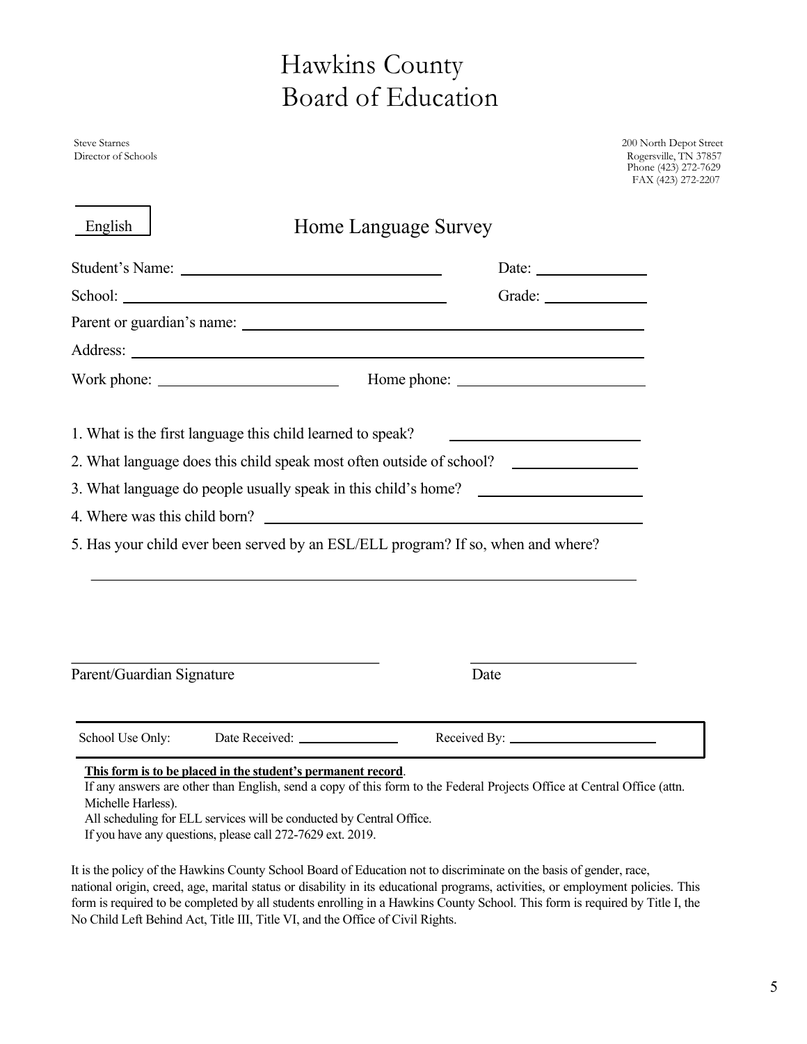# Hawkins County Board of Education

Steve Starnes
Director of Schools

200 North Depot Street
Rogersville, TN 37857
Phone (423) 272-7629
FAX (423) 272-2207

English

## Home Language Survey

Student's Name: ______________________________ Date: ______________

School: ______________________________ Grade: ______________

Parent or guardian's name: ______________________________

Address: ______________________________

Work phone: ______________________ Home phone: ______________________

1. What is the first language this child learned to speak? ______________________
2. What language does this child speak most often outside of school? ______________
3. What language do people usually speak in this child's home? ______________________
4. Where was this child born? ______________________________
5. Has your child ever been served by an ESL/ELL program? If so, when and where?

______________________________________________________________

______________________________ ______________________

Parent/Guardian Signature Date

School Use Only: Date Received: ______________ Received By: ______________________

**This form is to be placed in the student's permanent record**.
If any answers are other than English, send a copy of this form to the Federal Projects Office at Central Office (attn. Michelle Harless).
All scheduling for ELL services will be conducted by Central Office.
If you have any questions, please call 272-7629 ext. 2019.

It is the policy of the Hawkins County School Board of Education not to discriminate on the basis of gender, race, national origin, creed, age, marital status or disability in its educational programs, activities, or employment policies. This form is required to be completed by all students enrolling in a Hawkins County School. This form is required by Title I, the No Child Left Behind Act, Title III, Title VI, and the Office of Civil Rights.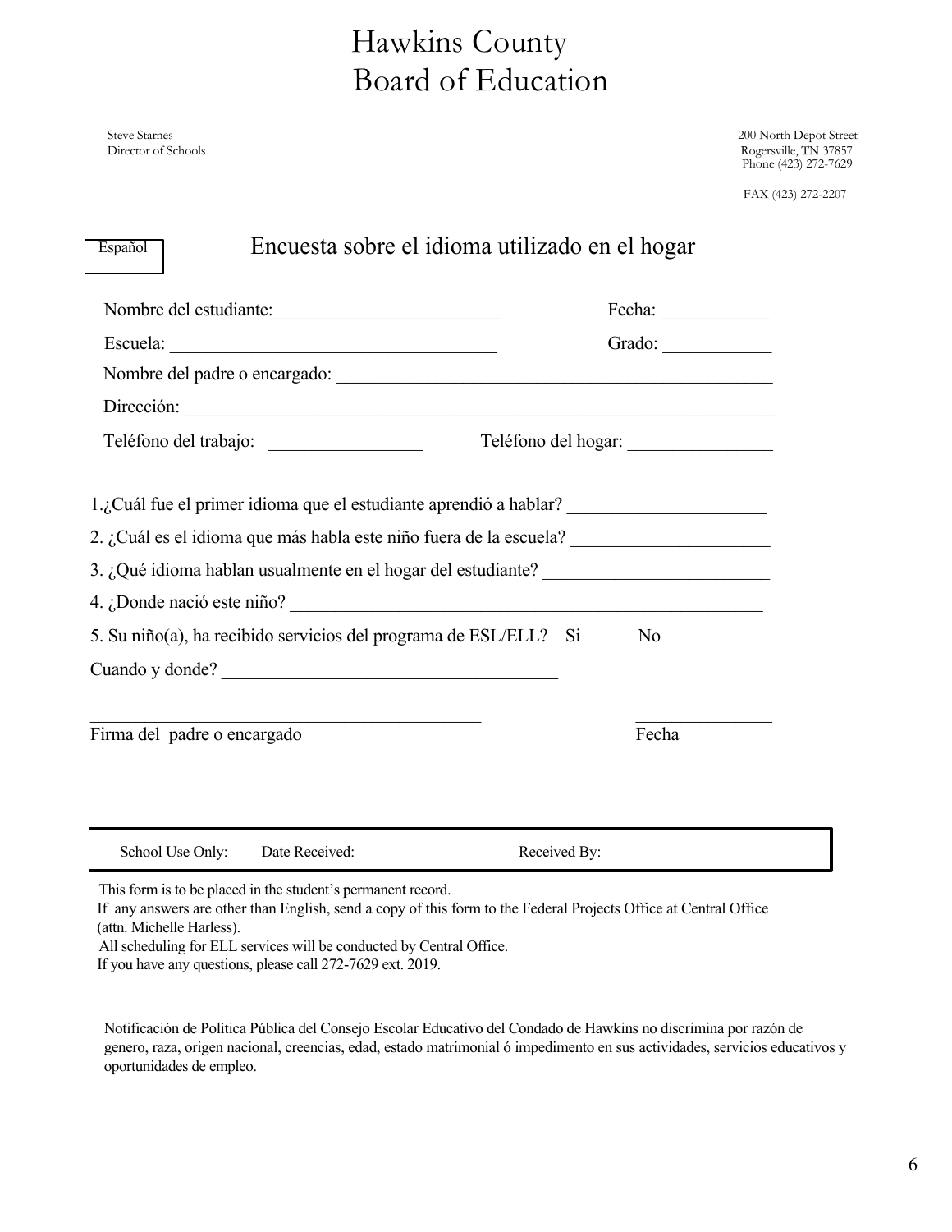# Hawkins County Board of Education

Steve Starnes
Director of Schools

200 North Depot Street
Rogersville, TN 37857
Phone (423) 272-7629

FAX (423) 272-2207

Español

## Encuesta sobre el idioma utilizado en el hogar

Nombre del estudiante:_________________________ Fecha: ____________

Escuela: ___________________________________ Grado: ____________

Nombre del padre o encargado: ______________________________________________

Dirección: _________________________________________________________________

Teléfono del trabajo: _________________ Teléfono del hogar: ________________

1.¿Cuál fue el primer idioma que el estudiante aprendió a hablar? ______________________

2. ¿Cuál es el idioma que más habla este niño fuera de la escuela? ______________________

3. ¿Qué idioma hablan usualmente en el hogar del estudiante? _________________________

4. ¿Donde nació este niño? _____________________________________________________

5. Su niño(a), ha recibido servicios del programa de ESL/ELL? Si No

Cuando y donde? _____________________________________

__________________________________________ ______________

Firma del padre o encargado Fecha

| School Use Only: | Date Received: | Received By: |
|---|---|---|

This form is to be placed in the student's permanent record.
If any answers are other than English, send a copy of this form to the Federal Projects Office at Central Office (attn. Michelle Harless).
All scheduling for ELL services will be conducted by Central Office.
If you have any questions, please call 272-7629 ext. 2019.

Notificación de Política Pública del Consejo Escolar Educativo del Condado de Hawkins no discrimina por razón de genero, raza, origen nacional, creencias, edad, estado matrimonial ó impedimento en sus actividades, servicios educativos y oportunidades de empleo.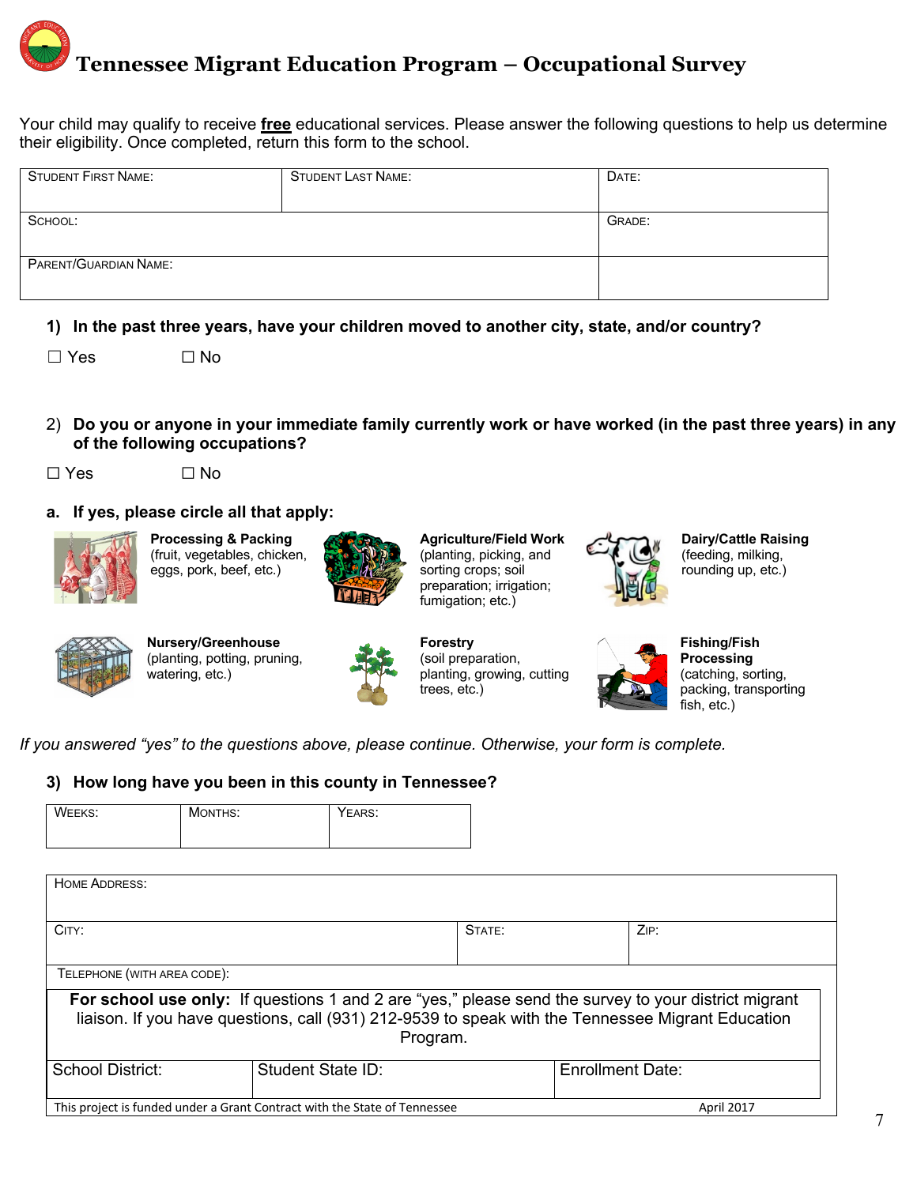# Tennessee Migrant Education Program – Occupational Survey

Your child may qualify to receive **free** educational services. Please answer the following questions to help us determine their eligibility. Once completed, return this form to the school.

| STUDENT FIRST NAME: | STUDENT LAST NAME: | DATE: |
|---|---|---|
| SCHOOL: | | GRADE: |
| PARENT/GUARDIAN NAME: | | |

**1) In the past three years, have your children moved to another city, state, and/or country?**

☐ Yes ☐ No

2) **Do you or anyone in your immediate family currently work or have worked (in the past three years) in any of the following occupations?**

☐ Yes ☐ No

**a. If yes, please circle all that apply:**

**Processing & Packing** (fruit, vegetables, chicken, eggs, pork, beef, etc.)

**Agriculture/Field Work** (planting, picking, and sorting crops; soil preparation; irrigation; fumigation; etc.)

**Dairy/Cattle Raising** (feeding, milking, rounding up, etc.)

**Nursery/Greenhouse** (planting, potting, pruning, watering, etc.)

**Forestry** (soil preparation, planting, growing, cutting trees, etc.)

**Fishing/Fish Processing** (catching, sorting, packing, transporting fish, etc.)

*If you answered "yes" to the questions above, please continue. Otherwise, your form is complete.*

**3) How long have you been in this county in Tennessee?**

| WEEKS: | MONTHS: | YEARS: |
|---|---|---|

| HOME ADDRESS: | | |
|---|---|---|
| CITY: | STATE: | ZIP: |
| TELEPHONE (WITH AREA CODE): | | |

**For school use only:** If questions 1 and 2 are "yes," please send the survey to your district migrant liaison. If you have questions, call (931) 212-9539 to speak with the Tennessee Migrant Education Program.

| School District: | Student State ID: | Enrollment Date: |
|---|---|---|

This project is funded under a Grant Contract with the State of Tennessee April 2017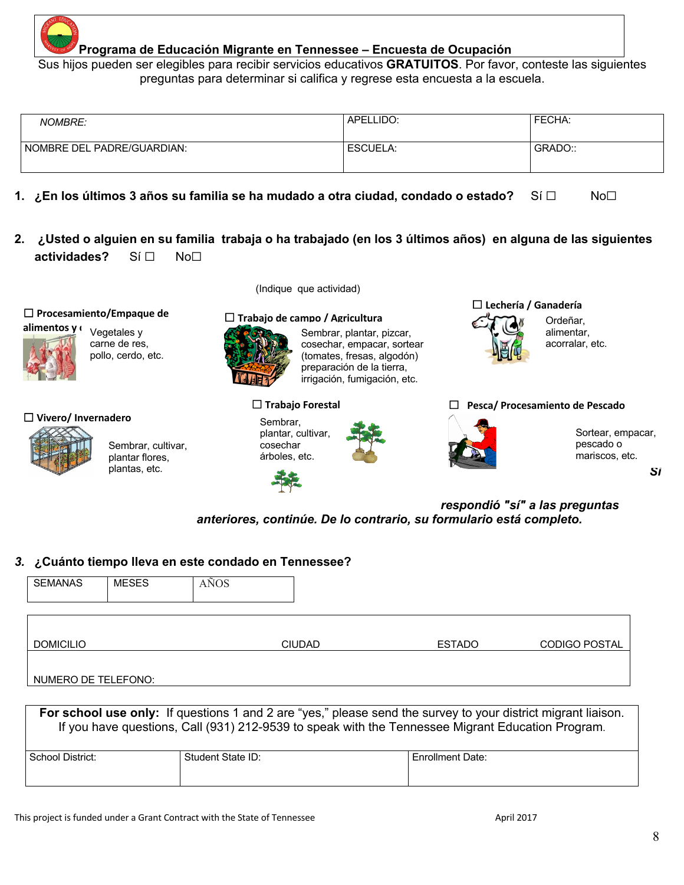**Programa de Educación Migrante en Tennessee – Encuesta de Ocupación**

Sus hijos pueden ser elegibles para recibir servicios educativos **GRATUITOS**. Por favor, conteste las siguientes preguntas para determinar si califica y regrese esta encuesta a la escuela.

| *NOMBRE:* | APELLIDO: | FECHA: |
|---|---|---|
| NOMBRE DEL PADRE/GUARDIAN: | ESCUELA: | GRADO:: |

**1. ¿En los últimos 3 años su familia se ha mudado a otra ciudad, condado o estado?** Sí ☐ No☐

**2. ¿Usted o alguien en su familia trabaja o ha trabajado (en los 3 últimos años) en alguna de las siguientes actividades?** Sí ☐ No☐

(Indique que actividad)

☐ **Procesamiento/Empaque de alimentos y c** Vegetales y carne de res, pollo, cerdo, etc.

☐ **Trabajo de campo / Agricultura** Sembrar, plantar, pizcar, cosechar, empacar, sortear (tomates, fresas, algodón) preparación de la tierra, irrigación, fumigación, etc.

☐ **Lechería / Ganadería** Ordeñar, alimentar, acorralar, etc.

☐ **Vivero/ Invernadero** Sembrar, cultivar, plantar flores, plantas, etc.

☐ **Trabajo Forestal** Sembrar, plantar, cultivar, cosechar árboles, etc.

☐ **Pesca/ Procesamiento de Pescado** Sortear, empacar, pescado o mariscos, etc.

***Si respondió "sí" a las preguntas anteriores, continúe. De lo contrario, su formulario está completo.***

***3.*** **¿Cuánto tiempo lleva en este condado en Tennessee?**

| SEMANAS | MESES | AÑOS |
|---|---|---|
| | | |

| DOMICILIO | CIUDAD | ESTADO | CODIGO POSTAL |
|---|---|---|---|
| NUMERO DE TELEFONO: | | | |

**For school use only:** If questions 1 and 2 are "yes," please send the survey to your district migrant liaison. If you have questions, Call (931) 212-9539 to speak with the Tennessee Migrant Education Program.

| School District: | Student State ID: | Enrollment Date: |
|---|---|---|
| | | |

This project is funded under a Grant Contract with the State of Tennessee April 2017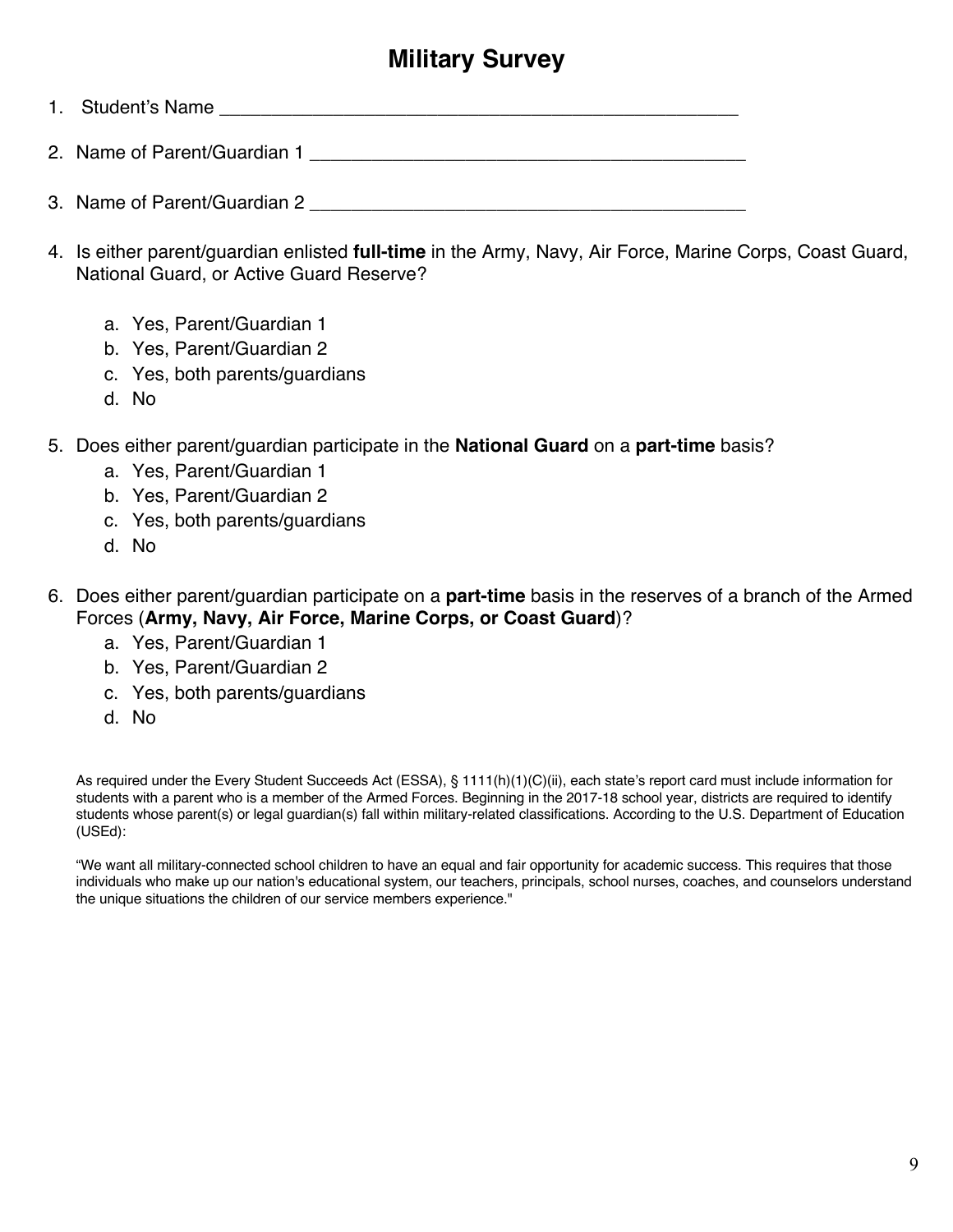# Military Survey

1. Student's Name ___________________________________________________

2. Name of Parent/Guardian 1 ___________________________________________

3. Name of Parent/Guardian 2 ___________________________________________

4. Is either parent/guardian enlisted **full-time** in the Army, Navy, Air Force, Marine Corps, Coast Guard, National Guard, or Active Guard Reserve?

    a. Yes, Parent/Guardian 1
    b. Yes, Parent/Guardian 2
    c. Yes, both parents/guardians
    d. No

5. Does either parent/guardian participate in the **National Guard** on a **part-time** basis?
    a. Yes, Parent/Guardian 1
    b. Yes, Parent/Guardian 2
    c. Yes, both parents/guardians
    d. No

6. Does either parent/guardian participate on a **part-time** basis in the reserves of a branch of the Armed Forces (**Army, Navy, Air Force, Marine Corps, or Coast Guard**)?
    a. Yes, Parent/Guardian 1
    b. Yes, Parent/Guardian 2
    c. Yes, both parents/guardians
    d. No

As required under the Every Student Succeeds Act (ESSA), § 1111(h)(1)(C)(ii), each state's report card must include information for students with a parent who is a member of the Armed Forces. Beginning in the 2017-18 school year, districts are required to identify students whose parent(s) or legal guardian(s) fall within military-related classifications. According to the U.S. Department of Education (USEd):

"We want all military-connected school children to have an equal and fair opportunity for academic success. This requires that those individuals who make up our nation's educational system, our teachers, principals, school nurses, coaches, and counselors understand the unique situations the children of our service members experience."